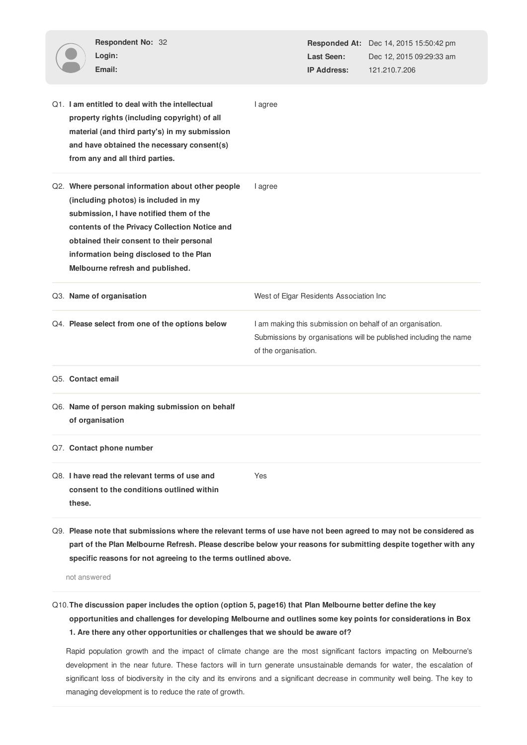**Respondent No:** 32
**Login:**
**Email:**

**Responded At:** Dec 14, 2015 15:50:42 pm
**Last Seen:** Dec 12, 2015 09:29:33 am
**IP Address:** 121.210.7.206

| | |
|---|---|
| Q1. **I am entitled to deal with the intellectual property rights (including copyright) of all material (and third party's) in my submission and have obtained the necessary consent(s) from any and all third parties.** | I agree |
| Q2. **Where personal information about other people (including photos) is included in my submission, I have notified them of the contents of the Privacy Collection Notice and obtained their consent to their personal information being disclosed to the Plan Melbourne refresh and published.** | I agree |
| Q3. **Name of organisation** | West of Elgar Residents Association Inc |
| Q4. **Please select from one of the options below** | I am making this submission on behalf of an organisation. Submissions by organisations will be published including the name of the organisation. |
| Q5. **Contact email** | |
| Q6. **Name of person making submission on behalf of organisation** | |
| Q7. **Contact phone number** | |
| Q8. **I have read the relevant terms of use and consent to the conditions outlined within these.** | Yes |

Q9. **Please note that submissions where the relevant terms of use have not been agreed to may not be considered as part of the Plan Melbourne Refresh. Please describe below your reasons for submitting despite together with any specific reasons for not agreeing to the terms outlined above.**

not answered

Q10. **The discussion paper includes the option (option 5, page16) that Plan Melbourne better define the key opportunities and challenges for developing Melbourne and outlines some key points for considerations in Box 1. Are there any other opportunities or challenges that we should be aware of?**

Rapid population growth and the impact of climate change are the most significant factors impacting on Melbourne's development in the near future. These factors will in turn generate unsustainable demands for water, the escalation of significant loss of biodiversity in the city and its environs and a significant decrease in community well being. The key to managing development is to reduce the rate of growth.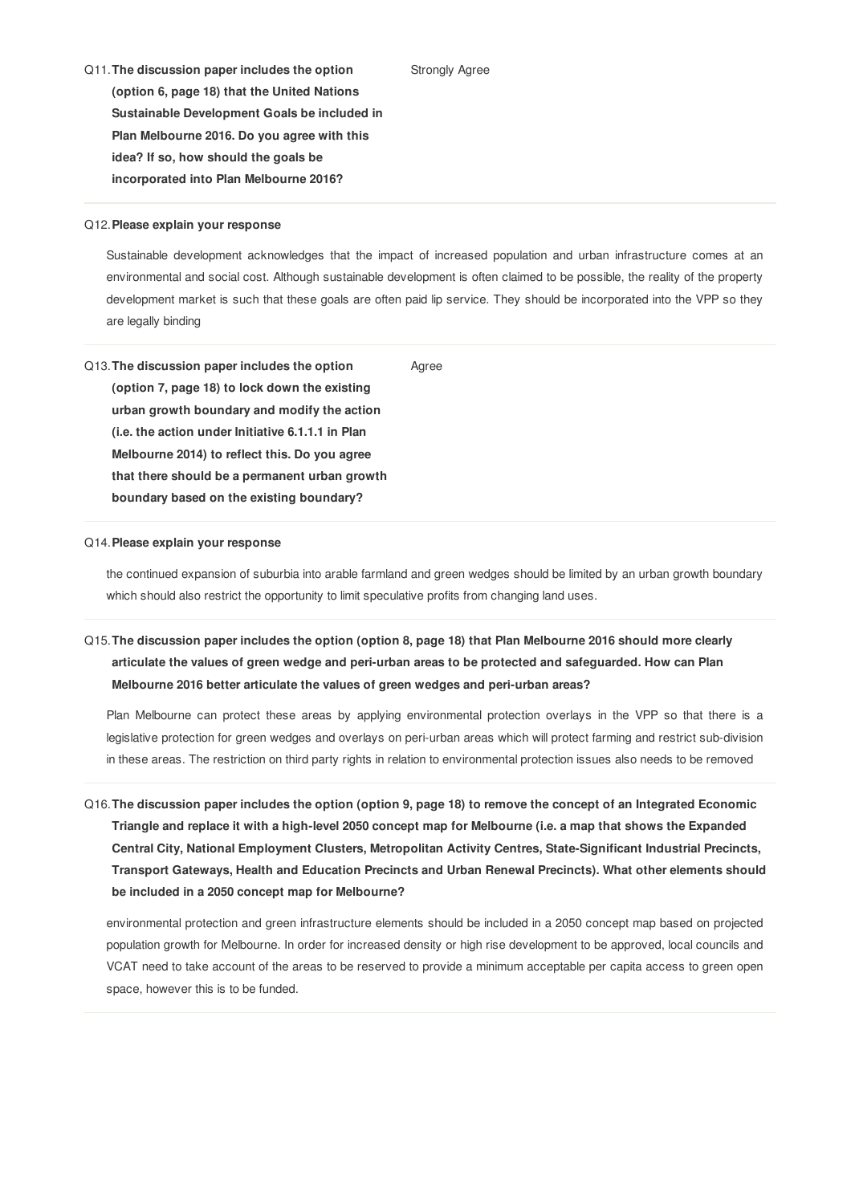**Q11. The discussion paper includes the option (option 6, page 18) that the United Nations Sustainable Development Goals be included in Plan Melbourne 2016. Do you agree with this idea? If so, how should the goals be incorporated into Plan Melbourne 2016?**

Strongly Agree

---

**Q12. Please explain your response**

Sustainable development acknowledges that the impact of increased population and urban infrastructure comes at an environmental and social cost. Although sustainable development is often claimed to be possible, the reality of the property development market is such that these goals are often paid lip service. They should be incorporated into the VPP so they are legally binding

---

**Q13. The discussion paper includes the option (option 7, page 18) to lock down the existing urban growth boundary and modify the action (i.e. the action under Initiative 6.1.1.1 in Plan Melbourne 2014) to reflect this. Do you agree that there should be a permanent urban growth boundary based on the existing boundary?**

Agree

---

**Q14. Please explain your response**

the continued expansion of suburbia into arable farmland and green wedges should be limited by an urban growth boundary which should also restrict the opportunity to limit speculative profits from changing land uses.

---

**Q15. The discussion paper includes the option (option 8, page 18) that Plan Melbourne 2016 should more clearly articulate the values of green wedge and peri-urban areas to be protected and safeguarded. How can Plan Melbourne 2016 better articulate the values of green wedges and peri-urban areas?**

Plan Melbourne can protect these areas by applying environmental protection overlays in the VPP so that there is a legislative protection for green wedges and overlays on peri-urban areas which will protect farming and restrict sub-division in these areas. The restriction on third party rights in relation to environmental protection issues also needs to be removed

---

**Q16. The discussion paper includes the option (option 9, page 18) to remove the concept of an Integrated Economic Triangle and replace it with a high-level 2050 concept map for Melbourne (i.e. a map that shows the Expanded Central City, National Employment Clusters, Metropolitan Activity Centres, State-Significant Industrial Precincts, Transport Gateways, Health and Education Precincts and Urban Renewal Precincts). What other elements should be included in a 2050 concept map for Melbourne?**

environmental protection and green infrastructure elements should be included in a 2050 concept map based on projected population growth for Melbourne. In order for increased density or high rise development to be approved, local councils and VCAT need to take account of the areas to be reserved to provide a minimum acceptable per capita access to green open space, however this is to be funded.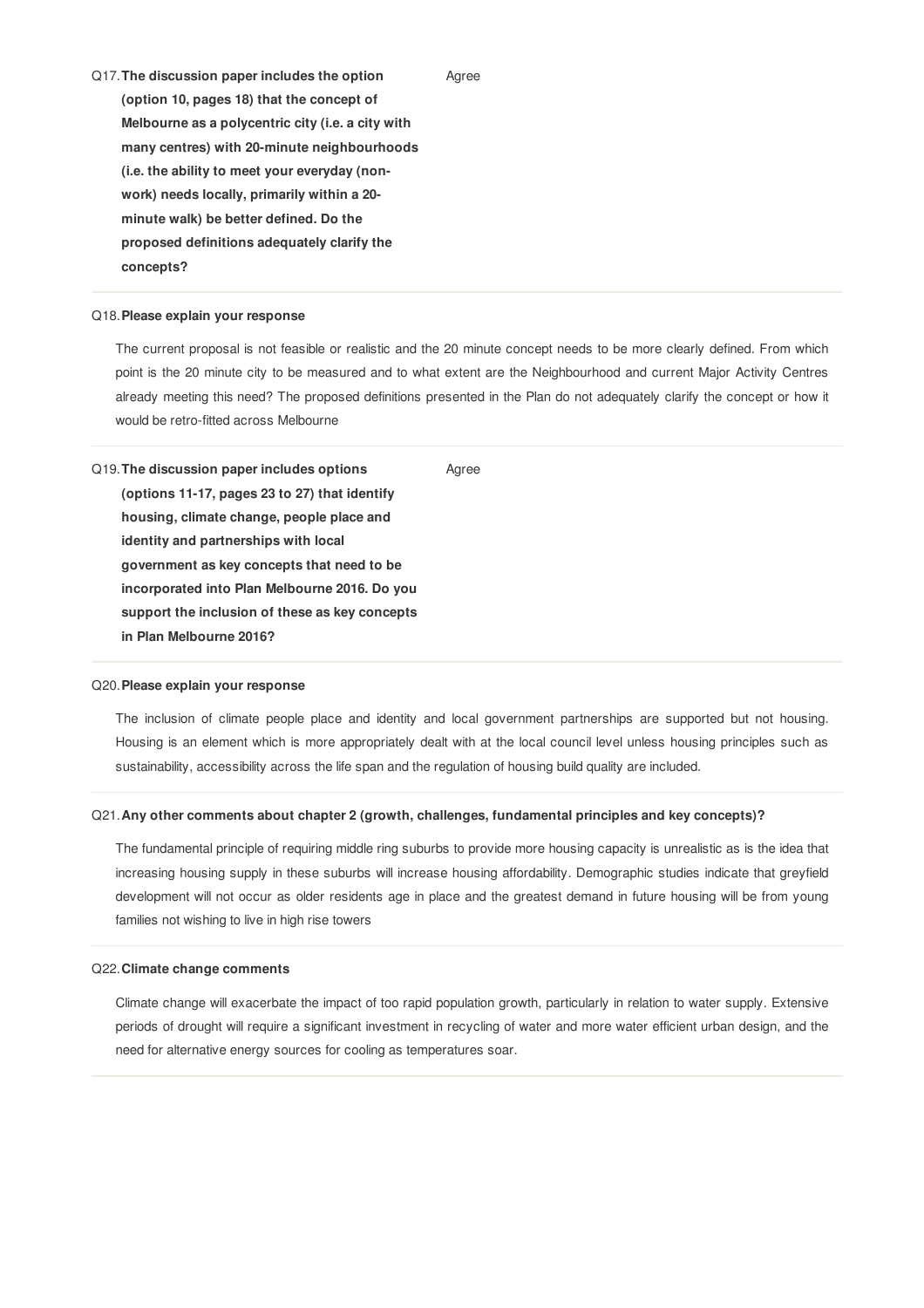**Q17. The discussion paper includes the option (option 10, pages 18) that the concept of Melbourne as a polycentric city (i.e. a city with many centres) with 20-minute neighbourhoods (i.e. the ability to meet your everyday (non-work) needs locally, primarily within a 20-minute walk) be better defined. Do the proposed definitions adequately clarify the concepts?**

Agree

---

**Q18. Please explain your response**

The current proposal is not feasible or realistic and the 20 minute concept needs to be more clearly defined. From which point is the 20 minute city to be measured and to what extent are the Neighbourhood and current Major Activity Centres already meeting this need? The proposed definitions presented in the Plan do not adequately clarify the concept or how it would be retro-fitted across Melbourne

---

**Q19. The discussion paper includes options (options 11-17, pages 23 to 27) that identify housing, climate change, people place and identity and partnerships with local government as key concepts that need to be incorporated into Plan Melbourne 2016. Do you support the inclusion of these as key concepts in Plan Melbourne 2016?**

Agree

---

**Q20. Please explain your response**

The inclusion of climate people place and identity and local government partnerships are supported but not housing. Housing is an element which is more appropriately dealt with at the local council level unless housing principles such as sustainability, accessibility across the life span and the regulation of housing build quality are included.

---

**Q21. Any other comments about chapter 2 (growth, challenges, fundamental principles and key concepts)?**

The fundamental principle of requiring middle ring suburbs to provide more housing capacity is unrealistic as is the idea that increasing housing supply in these suburbs will increase housing affordability. Demographic studies indicate that greyfield development will not occur as older residents age in place and the greatest demand in future housing will be from young families not wishing to live in high rise towers

---

**Q22. Climate change comments**

Climate change will exacerbate the impact of too rapid population growth, particularly in relation to water supply. Extensive periods of drought will require a significant investment in recycling of water and more water efficient urban design, and the need for alternative energy sources for cooling as temperatures soar.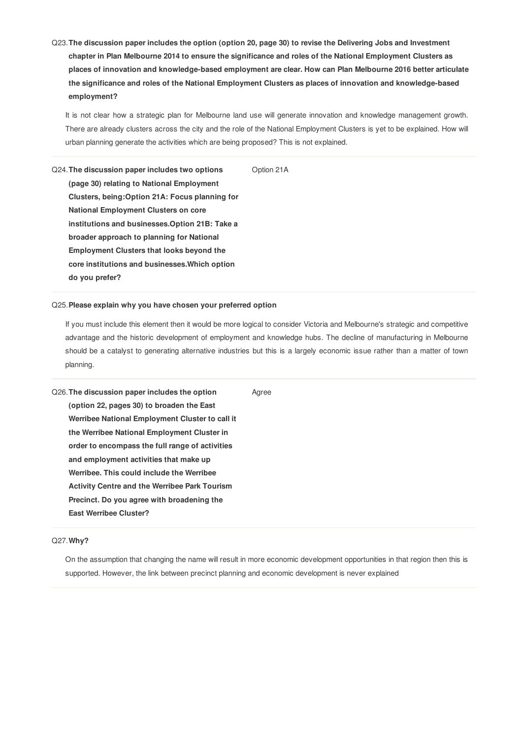**Q23. The discussion paper includes the option (option 20, page 30) to revise the Delivering Jobs and Investment chapter in Plan Melbourne 2014 to ensure the significance and roles of the National Employment Clusters as places of innovation and knowledge-based employment are clear. How can Plan Melbourne 2016 better articulate the significance and roles of the National Employment Clusters as places of innovation and knowledge-based employment?**

It is not clear how a strategic plan for Melbourne land use will generate innovation and knowledge management growth. There are already clusters across the city and the role of the National Employment Clusters is yet to be explained. How will urban planning generate the activities which are being proposed? This is not explained.

**Q24. The discussion paper includes two options (page 30) relating to National Employment Clusters, being:Option 21A: Focus planning for National Employment Clusters on core institutions and businesses.Option 21B: Take a broader approach to planning for National Employment Clusters that looks beyond the core institutions and businesses.Which option do you prefer?**

Option 21A

**Q25. Please explain why you have chosen your preferred option**

If you must include this element then it would be more logical to consider Victoria and Melbourne's strategic and competitive advantage and the historic development of employment and knowledge hubs. The decline of manufacturing in Melbourne should be a catalyst to generating alternative industries but this is a largely economic issue rather than a matter of town planning.

**Q26. The discussion paper includes the option (option 22, pages 30) to broaden the East Werribee National Employment Cluster to call it the Werribee National Employment Cluster in order to encompass the full range of activities and employment activities that make up Werribee. This could include the Werribee Activity Centre and the Werribee Park Tourism Precinct. Do you agree with broadening the East Werribee Cluster?**

Agree

**Q27. Why?**

On the assumption that changing the name will result in more economic development opportunities in that region then this is supported. However, the link between precinct planning and economic development is never explained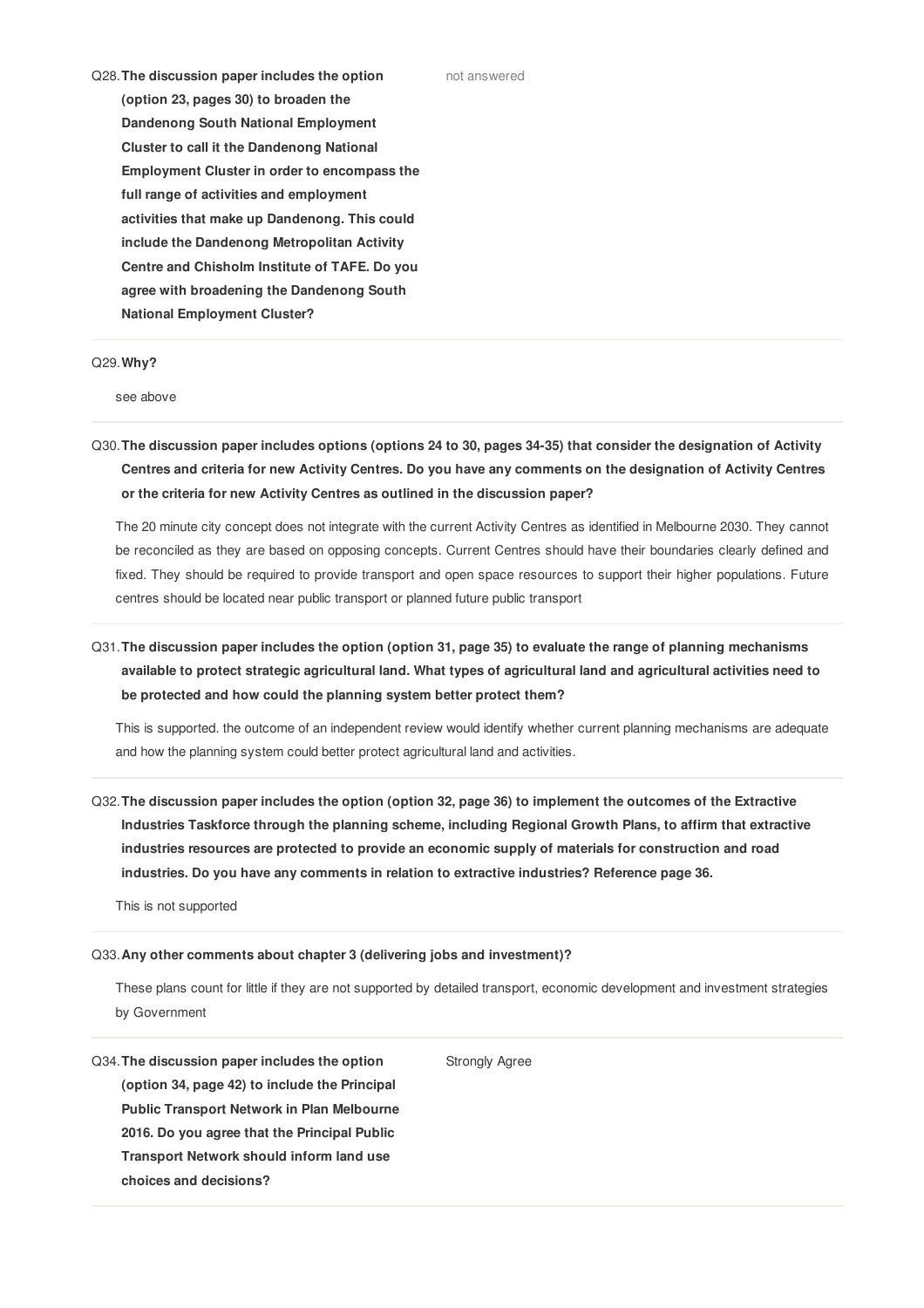**Q28. The discussion paper includes the option (option 23, pages 30) to broaden the Dandenong South National Employment Cluster to call it the Dandenong National Employment Cluster in order to encompass the full range of activities and employment activities that make up Dandenong. This could include the Dandenong Metropolitan Activity Centre and Chisholm Institute of TAFE. Do you agree with broadening the Dandenong South National Employment Cluster?**

not answered

---

**Q29. Why?**

see above

---

**Q30. The discussion paper includes options (options 24 to 30, pages 34-35) that consider the designation of Activity Centres and criteria for new Activity Centres. Do you have any comments on the designation of Activity Centres or the criteria for new Activity Centres as outlined in the discussion paper?**

The 20 minute city concept does not integrate with the current Activity Centres as identified in Melbourne 2030. They cannot be reconciled as they are based on opposing concepts. Current Centres should have their boundaries clearly defined and fixed. They should be required to provide transport and open space resources to support their higher populations. Future centres should be located near public transport or planned future public transport

---

**Q31. The discussion paper includes the option (option 31, page 35) to evaluate the range of planning mechanisms available to protect strategic agricultural land. What types of agricultural land and agricultural activities need to be protected and how could the planning system better protect them?**

This is supported. the outcome of an independent review would identify whether current planning mechanisms are adequate and how the planning system could better protect agricultural land and activities.

---

**Q32. The discussion paper includes the option (option 32, page 36) to implement the outcomes of the Extractive Industries Taskforce through the planning scheme, including Regional Growth Plans, to affirm that extractive industries resources are protected to provide an economic supply of materials for construction and road industries. Do you have any comments in relation to extractive industries? Reference page 36.**

This is not supported

---

**Q33. Any other comments about chapter 3 (delivering jobs and investment)?**

These plans count for little if they are not supported by detailed transport, economic development and investment strategies by Government

---

**Q34. The discussion paper includes the option (option 34, page 42) to include the Principal Public Transport Network in Plan Melbourne 2016. Do you agree that the Principal Public Transport Network should inform land use choices and decisions?**

Strongly Agree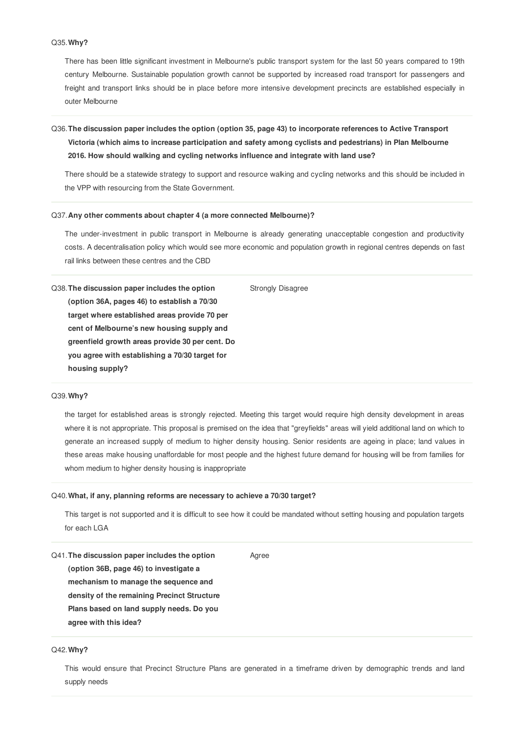Q35. **Why?**

There has been little significant investment in Melbourne's public transport system for the last 50 years compared to 19th century Melbourne. Sustainable population growth cannot be supported by increased road transport for passengers and freight and transport links should be in place before more intensive development precincts are established especially in outer Melbourne

---

Q36. **The discussion paper includes the option (option 35, page 43) to incorporate references to Active Transport Victoria (which aims to increase participation and safety among cyclists and pedestrians) in Plan Melbourne 2016. How should walking and cycling networks influence and integrate with land use?**

There should be a statewide strategy to support and resource walking and cycling networks and this should be included in the VPP with resourcing from the State Government.

---

Q37. **Any other comments about chapter 4 (a more connected Melbourne)?**

The under-investment in public transport in Melbourne is already generating unacceptable congestion and productivity costs. A decentralisation policy which would see more economic and population growth in regional centres depends on fast rail links between these centres and the CBD

---

Q38. **The discussion paper includes the option (option 36A, pages 46) to establish a 70/30 target where established areas provide 70 per cent of Melbourne's new housing supply and greenfield growth areas provide 30 per cent. Do you agree with establishing a 70/30 target for housing supply?**

Strongly Disagree

---

Q39. **Why?**

the target for established areas is strongly rejected. Meeting this target would require high density development in areas where it is not appropriate. This proposal is premised on the idea that "greyfields" areas will yield additional land on which to generate an increased supply of medium to higher density housing. Senior residents are ageing in place; land values in these areas make housing unaffordable for most people and the highest future demand for housing will be from families for whom medium to higher density housing is inappropriate

---

Q40. **What, if any, planning reforms are necessary to achieve a 70/30 target?**

This target is not supported and it is difficult to see how it could be mandated without setting housing and population targets for each LGA

---

Q41. **The discussion paper includes the option (option 36B, page 46) to investigate a mechanism to manage the sequence and density of the remaining Precinct Structure Plans based on land supply needs. Do you agree with this idea?**

Agree

---

Q42. **Why?**

This would ensure that Precinct Structure Plans are generated in a timeframe driven by demographic trends and land supply needs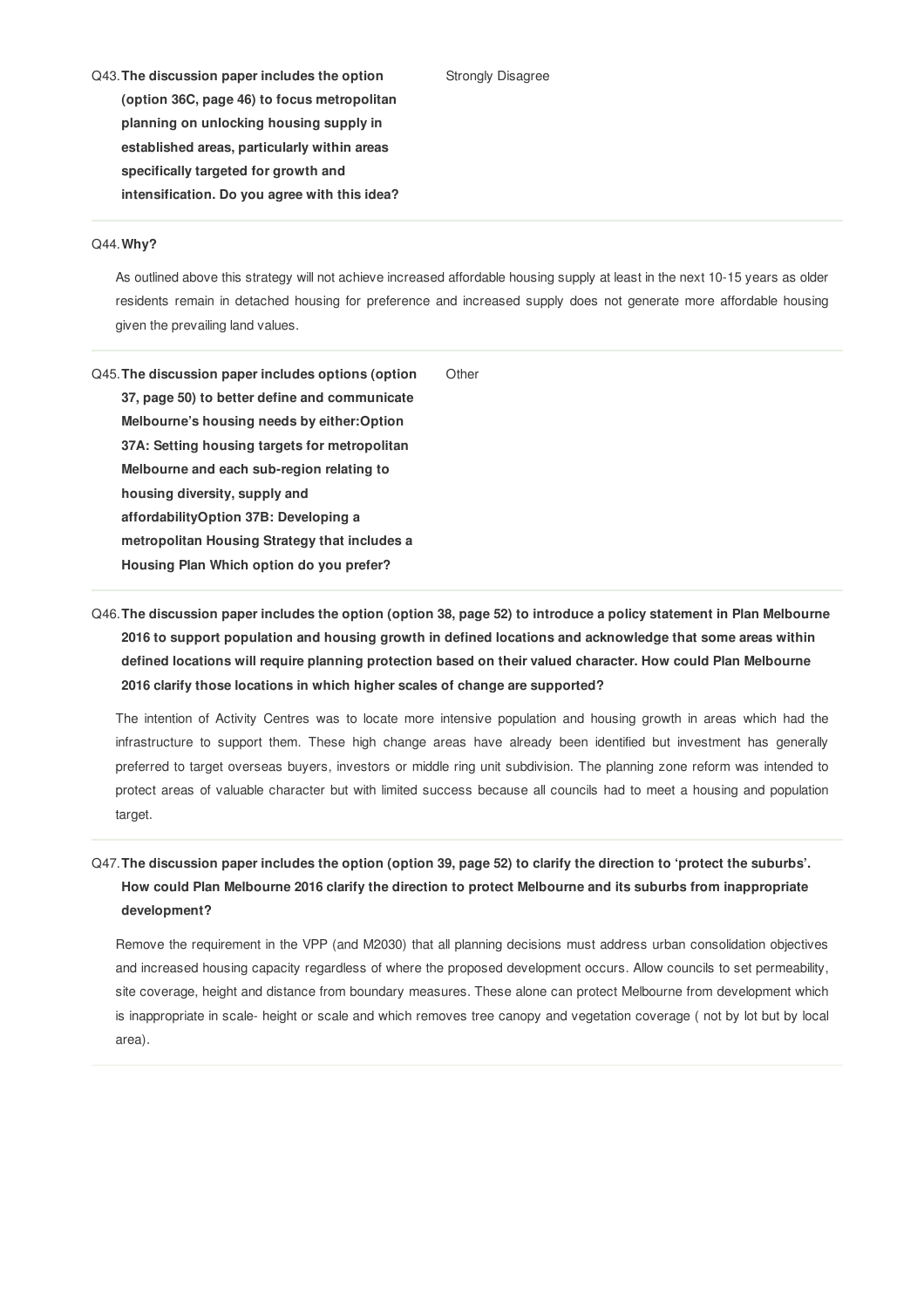Q43. **The discussion paper includes the option (option 36C, page 46) to focus metropolitan planning on unlocking housing supply in established areas, particularly within areas specifically targeted for growth and intensification. Do you agree with this idea?**

Strongly Disagree

Q44. **Why?**

As outlined above this strategy will not achieve increased affordable housing supply at least in the next 10-15 years as older residents remain in detached housing for preference and increased supply does not generate more affordable housing given the prevailing land values.

Q45. **The discussion paper includes options (option 37, page 50) to better define and communicate Melbourne's housing needs by either:Option 37A: Setting housing targets for metropolitan Melbourne and each sub-region relating to housing diversity, supply and affordabilityOption 37B: Developing a metropolitan Housing Strategy that includes a Housing Plan Which option do you prefer?**

Other

Q46. **The discussion paper includes the option (option 38, page 52) to introduce a policy statement in Plan Melbourne 2016 to support population and housing growth in defined locations and acknowledge that some areas within defined locations will require planning protection based on their valued character. How could Plan Melbourne 2016 clarify those locations in which higher scales of change are supported?**

The intention of Activity Centres was to locate more intensive population and housing growth in areas which had the infrastructure to support them. These high change areas have already been identified but investment has generally preferred to target overseas buyers, investors or middle ring unit subdivision. The planning zone reform was intended to protect areas of valuable character but with limited success because all councils had to meet a housing and population target.

Q47. **The discussion paper includes the option (option 39, page 52) to clarify the direction to 'protect the suburbs'. How could Plan Melbourne 2016 clarify the direction to protect Melbourne and its suburbs from inappropriate development?**

Remove the requirement in the VPP (and M2030) that all planning decisions must address urban consolidation objectives and increased housing capacity regardless of where the proposed development occurs. Allow councils to set permeability, site coverage, height and distance from boundary measures. These alone can protect Melbourne from development which is inappropriate in scale- height or scale and which removes tree canopy and vegetation coverage ( not by lot but by local area).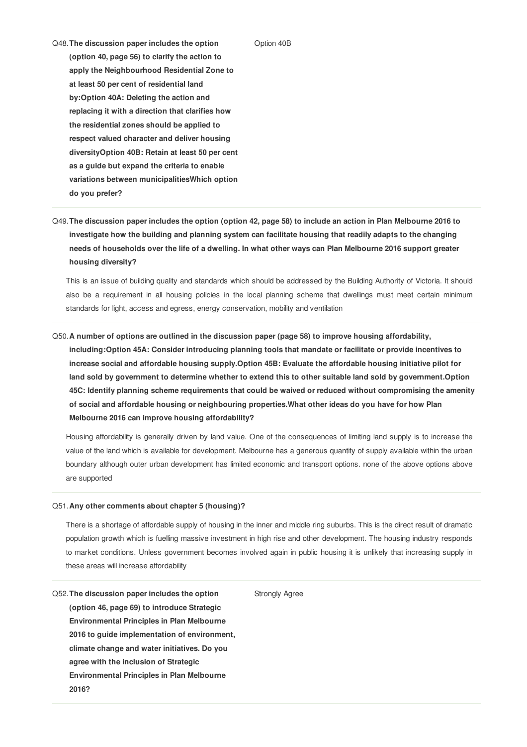**Q48. The discussion paper includes the option (option 40, page 56) to clarify the action to apply the Neighbourhood Residential Zone to at least 50 per cent of residential land by:Option 40A: Deleting the action and replacing it with a direction that clarifies how the residential zones should be applied to respect valued character and deliver housing diversityOption 40B: Retain at least 50 per cent as a guide but expand the criteria to enable variations between municipalitiesWhich option do you prefer?**

Option 40B

---

**Q49. The discussion paper includes the option (option 42, page 58) to include an action in Plan Melbourne 2016 to investigate how the building and planning system can facilitate housing that readily adapts to the changing needs of households over the life of a dwelling. In what other ways can Plan Melbourne 2016 support greater housing diversity?**

This is an issue of building quality and standards which should be addressed by the Building Authority of Victoria. It should also be a requirement in all housing policies in the local planning scheme that dwellings must meet certain minimum standards for light, access and egress, energy conservation, mobility and ventilation

---

**Q50. A number of options are outlined in the discussion paper (page 58) to improve housing affordability, including:Option 45A: Consider introducing planning tools that mandate or facilitate or provide incentives to increase social and affordable housing supply.Option 45B: Evaluate the affordable housing initiative pilot for land sold by government to determine whether to extend this to other suitable land sold by government.Option 45C: Identify planning scheme requirements that could be waived or reduced without compromising the amenity of social and affordable housing or neighbouring properties.What other ideas do you have for how Plan Melbourne 2016 can improve housing affordability?**

Housing affordability is generally driven by land value. One of the consequences of limiting land supply is to increase the value of the land which is available for development. Melbourne has a generous quantity of supply available within the urban boundary although outer urban development has limited economic and transport options. none of the above options above are supported

---

**Q51. Any other comments about chapter 5 (housing)?**

There is a shortage of affordable supply of housing in the inner and middle ring suburbs. This is the direct result of dramatic population growth which is fuelling massive investment in high rise and other development. The housing industry responds to market conditions. Unless government becomes involved again in public housing it is unlikely that increasing supply in these areas will increase affordability

---

**Q52. The discussion paper includes the option (option 46, page 69) to introduce Strategic Environmental Principles in Plan Melbourne 2016 to guide implementation of environment, climate change and water initiatives. Do you agree with the inclusion of Strategic Environmental Principles in Plan Melbourne 2016?**

Strongly Agree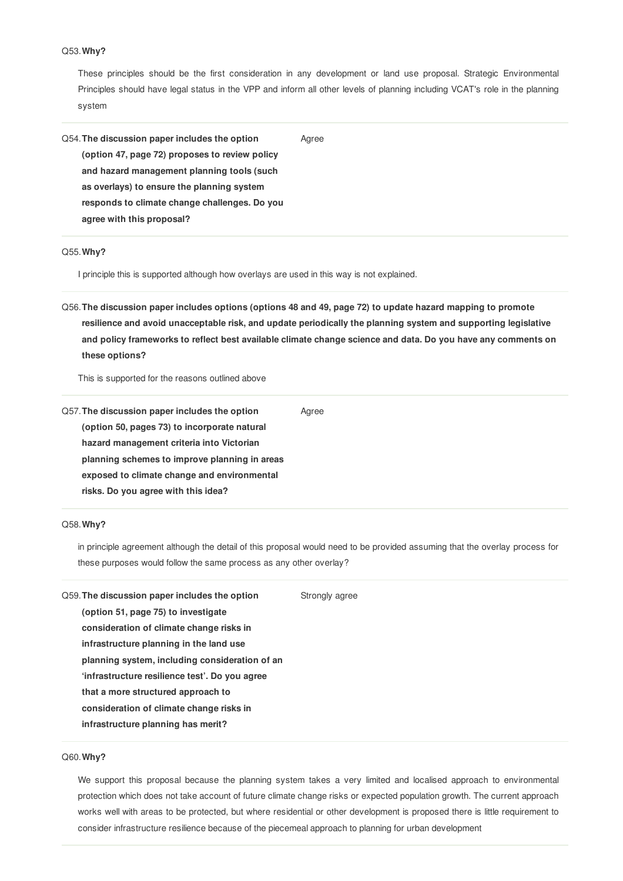Q53. **Why?**

These principles should be the first consideration in any development or land use proposal. Strategic Environmental Principles should have legal status in the VPP and inform all other levels of planning including VCAT's role in the planning system

---

Q54. **The discussion paper includes the option (option 47, page 72) proposes to review policy and hazard management planning tools (such as overlays) to ensure the planning system responds to climate change challenges. Do you agree with this proposal?**

Agree

---

Q55. **Why?**

I principle this is supported although how overlays are used in this way is not explained.

---

Q56. **The discussion paper includes options (options 48 and 49, page 72) to update hazard mapping to promote resilience and avoid unacceptable risk, and update periodically the planning system and supporting legislative and policy frameworks to reflect best available climate change science and data. Do you have any comments on these options?**

This is supported for the reasons outlined above

---

Q57. **The discussion paper includes the option (option 50, pages 73) to incorporate natural hazard management criteria into Victorian planning schemes to improve planning in areas exposed to climate change and environmental risks. Do you agree with this idea?**

Agree

---

Q58. **Why?**

in principle agreement although the detail of this proposal would need to be provided assuming that the overlay process for these purposes would follow the same process as any other overlay?

---

Q59. **The discussion paper includes the option (option 51, page 75) to investigate consideration of climate change risks in infrastructure planning in the land use planning system, including consideration of an 'infrastructure resilience test'. Do you agree that a more structured approach to consideration of climate change risks in infrastructure planning has merit?**

Strongly agree

---

Q60. **Why?**

We support this proposal because the planning system takes a very limited and localised approach to environmental protection which does not take account of future climate change risks or expected population growth. The current approach works well with areas to be protected, but where residential or other development is proposed there is little requirement to consider infrastructure resilience because of the piecemeal approach to planning for urban development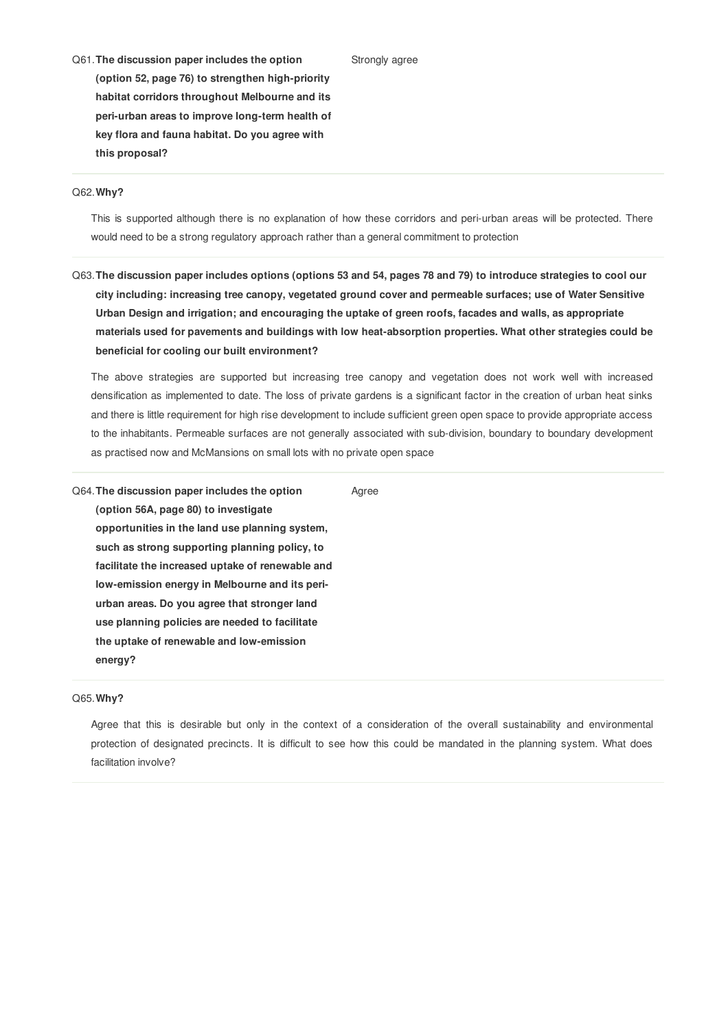Q61. **The discussion paper includes the option (option 52, page 76) to strengthen high-priority habitat corridors throughout Melbourne and its peri-urban areas to improve long-term health of key flora and fauna habitat. Do you agree with this proposal?**

Strongly agree

---

Q62. **Why?**

This is supported although there is no explanation of how these corridors and peri-urban areas will be protected. There would need to be a strong regulatory approach rather than a general commitment to protection

---

Q63. **The discussion paper includes options (options 53 and 54, pages 78 and 79) to introduce strategies to cool our city including: increasing tree canopy, vegetated ground cover and permeable surfaces; use of Water Sensitive Urban Design and irrigation; and encouraging the uptake of green roofs, facades and walls, as appropriate materials used for pavements and buildings with low heat-absorption properties. What other strategies could be beneficial for cooling our built environment?**

The above strategies are supported but increasing tree canopy and vegetation does not work well with increased densification as implemented to date. The loss of private gardens is a significant factor in the creation of urban heat sinks and there is little requirement for high rise development to include sufficient green open space to provide appropriate access to the inhabitants. Permeable surfaces are not generally associated with sub-division, boundary to boundary development as practised now and McMansions on small lots with no private open space

---

Q64. **The discussion paper includes the option (option 56A, page 80) to investigate opportunities in the land use planning system, such as strong supporting planning policy, to facilitate the increased uptake of renewable and low-emission energy in Melbourne and its peri-urban areas. Do you agree that stronger land use planning policies are needed to facilitate the uptake of renewable and low-emission energy?**

Agree

---

Q65. **Why?**

Agree that this is desirable but only in the context of a consideration of the overall sustainability and environmental protection of designated precincts. It is difficult to see how this could be mandated in the planning system. What does facilitation involve?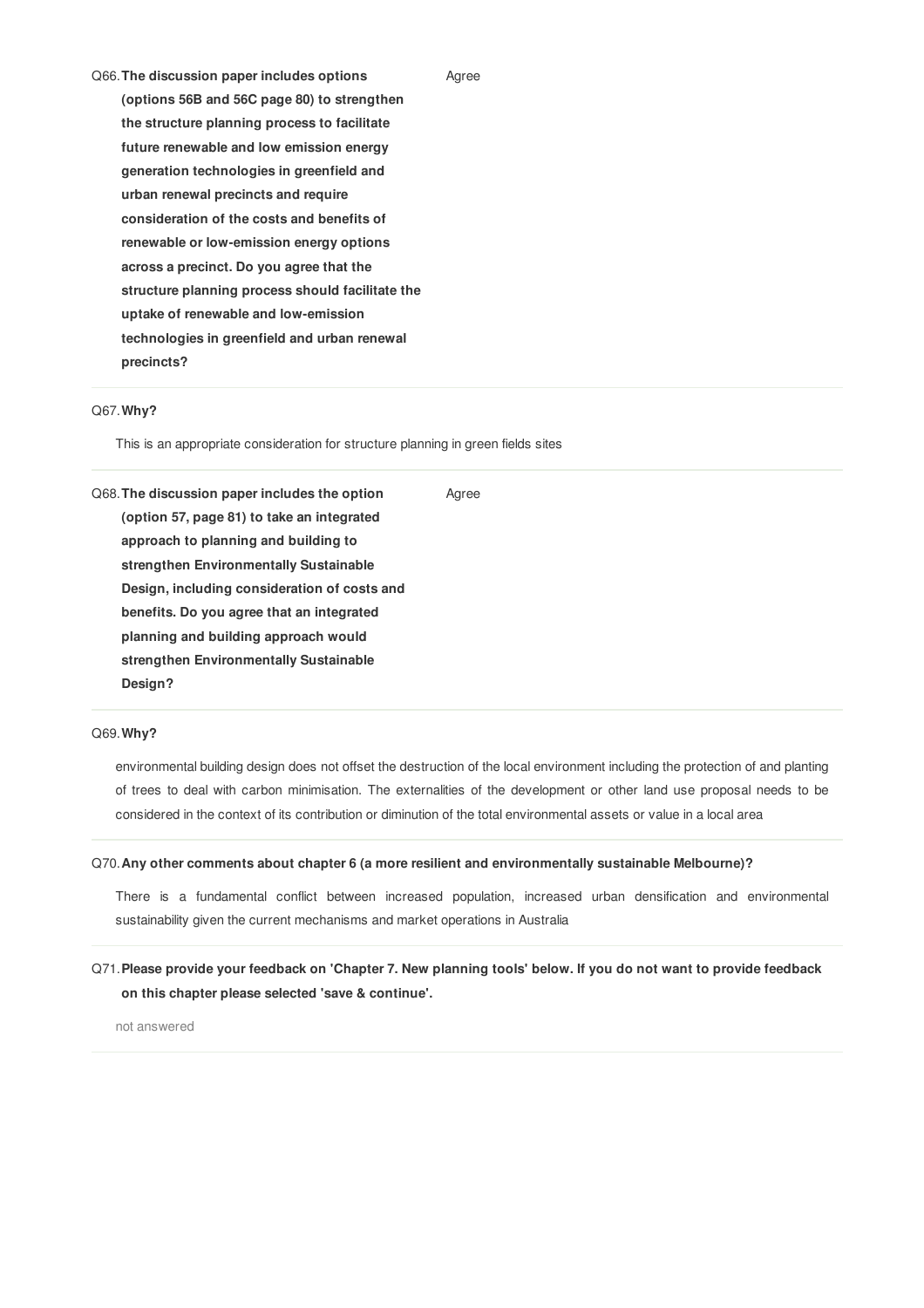Q66. **The discussion paper includes options (options 56B and 56C page 80) to strengthen the structure planning process to facilitate future renewable and low emission energy generation technologies in greenfield and urban renewal precincts and require consideration of the costs and benefits of renewable or low-emission energy options across a precinct. Do you agree that the structure planning process should facilitate the uptake of renewable and low-emission technologies in greenfield and urban renewal precincts?**

Agree

Q67. **Why?**

This is an appropriate consideration for structure planning in green fields sites

Q68. **The discussion paper includes the option (option 57, page 81) to take an integrated approach to planning and building to strengthen Environmentally Sustainable Design, including consideration of costs and benefits. Do you agree that an integrated planning and building approach would strengthen Environmentally Sustainable Design?**

Agree

Q69. **Why?**

environmental building design does not offset the destruction of the local environment including the protection of and planting of trees to deal with carbon minimisation. The externalities of the development or other land use proposal needs to be considered in the context of its contribution or diminution of the total environmental assets or value in a local area

Q70. **Any other comments about chapter 6 (a more resilient and environmentally sustainable Melbourne)?**

There is a fundamental conflict between increased population, increased urban densification and environmental sustainability given the current mechanisms and market operations in Australia

Q71. **Please provide your feedback on 'Chapter 7. New planning tools' below. If you do not want to provide feedback on this chapter please selected 'save & continue'.**

not answered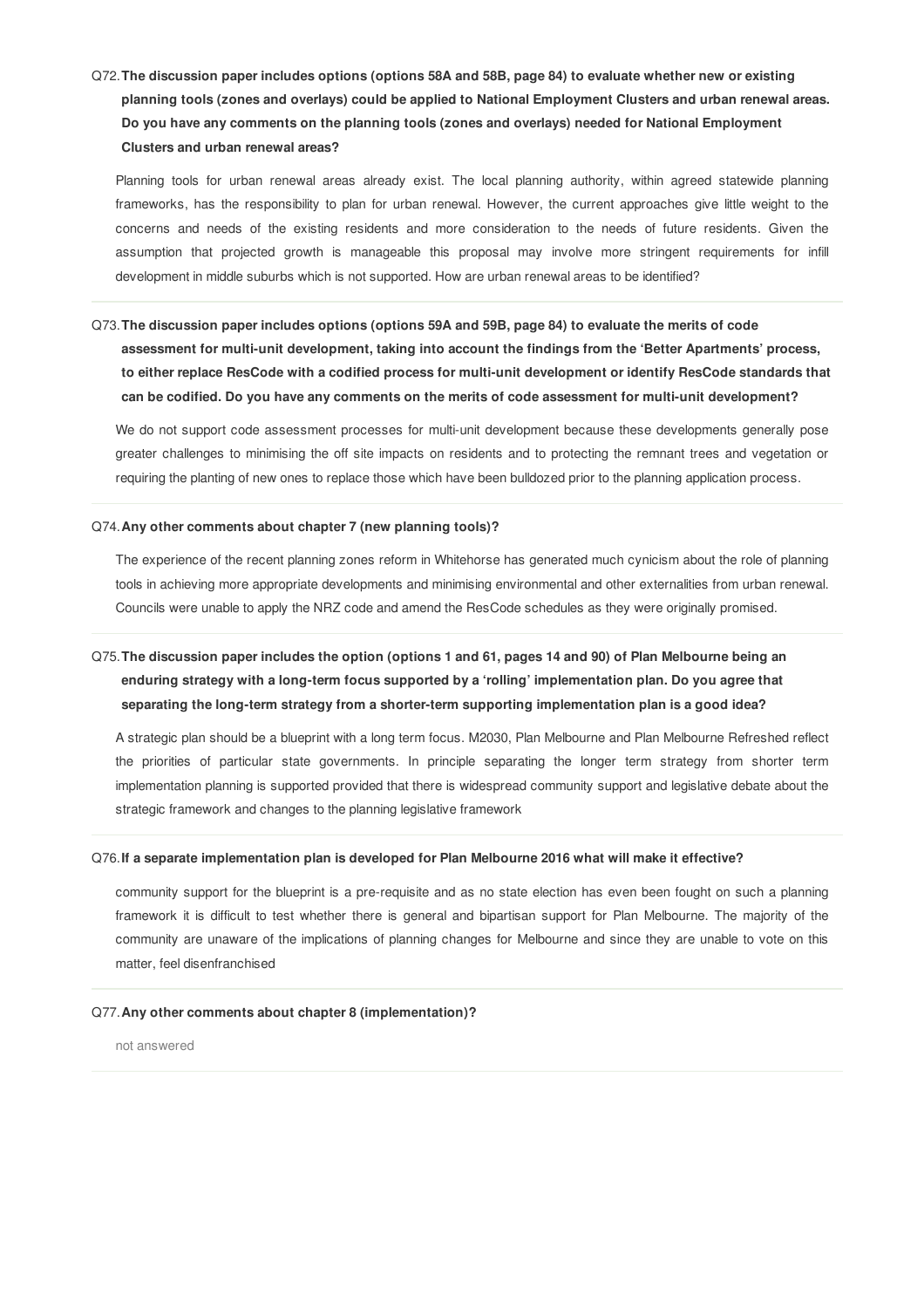Q72. **The discussion paper includes options (options 58A and 58B, page 84) to evaluate whether new or existing planning tools (zones and overlays) could be applied to National Employment Clusters and urban renewal areas. Do you have any comments on the planning tools (zones and overlays) needed for National Employment Clusters and urban renewal areas?**

Planning tools for urban renewal areas already exist. The local planning authority, within agreed statewide planning frameworks, has the responsibility to plan for urban renewal. However, the current approaches give little weight to the concerns and needs of the existing residents and more consideration to the needs of future residents. Given the assumption that projected growth is manageable this proposal may involve more stringent requirements for infill development in middle suburbs which is not supported. How are urban renewal areas to be identified?

---

Q73. **The discussion paper includes options (options 59A and 59B, page 84) to evaluate the merits of code assessment for multi-unit development, taking into account the findings from the 'Better Apartments' process, to either replace ResCode with a codified process for multi-unit development or identify ResCode standards that can be codified. Do you have any comments on the merits of code assessment for multi-unit development?**

We do not support code assessment processes for multi-unit development because these developments generally pose greater challenges to minimising the off site impacts on residents and to protecting the remnant trees and vegetation or requiring the planting of new ones to replace those which have been bulldozed prior to the planning application process.

---

Q74. **Any other comments about chapter 7 (new planning tools)?**

The experience of the recent planning zones reform in Whitehorse has generated much cynicism about the role of planning tools in achieving more appropriate developments and minimising environmental and other externalities from urban renewal. Councils were unable to apply the NRZ code and amend the ResCode schedules as they were originally promised.

---

Q75. **The discussion paper includes the option (options 1 and 61, pages 14 and 90) of Plan Melbourne being an enduring strategy with a long-term focus supported by a 'rolling' implementation plan. Do you agree that separating the long-term strategy from a shorter-term supporting implementation plan is a good idea?**

A strategic plan should be a blueprint with a long term focus. M2030, Plan Melbourne and Plan Melbourne Refreshed reflect the priorities of particular state governments. In principle separating the longer term strategy from shorter term implementation planning is supported provided that there is widespread community support and legislative debate about the strategic framework and changes to the planning legislative framework

---

Q76. **If a separate implementation plan is developed for Plan Melbourne 2016 what will make it effective?**

community support for the blueprint is a pre-requisite and as no state election has even been fought on such a planning framework it is difficult to test whether there is general and bipartisan support for Plan Melbourne. The majority of the community are unaware of the implications of planning changes for Melbourne and since they are unable to vote on this matter, feel disenfranchised

---

Q77. **Any other comments about chapter 8 (implementation)?**

not answered